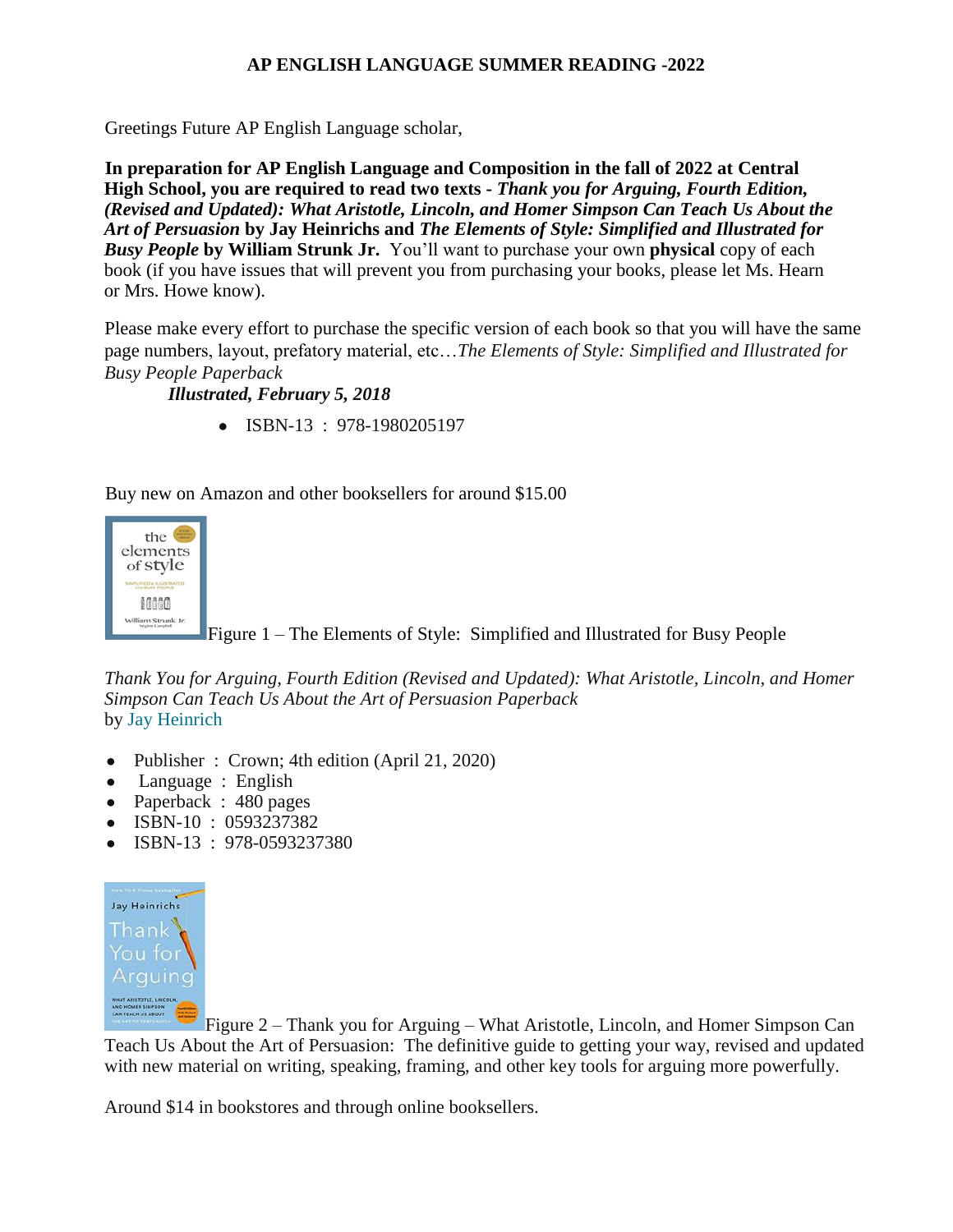# AP ENGLISH LANGUAGE SUMMER READING -2022

Greetings Future AP English Language scholar,

**In preparation for AP English Language and Composition in the fall of 2022 at Central High School, you are required to read two texts -** ***Thank you for Arguing, Fourth Edition, (Revised and Updated): What Aristotle, Lincoln, and Homer Simpson Can Teach Us About the Art of Persuasion*** **by Jay Heinrichs and** ***The Elements of Style: Simplified and Illustrated for Busy People*** **by William Strunk Jr.** You'll want to purchase your own **physical** copy of each book (if you have issues that will prevent you from purchasing your books, please let Ms. Hearn or Mrs. Howe know).

Please make every effort to purchase the specific version of each book so that you will have the same page numbers, layout, prefatory material, etc…*The Elements of Style: Simplified and Illustrated for Busy People Paperback*

***Illustrated, February 5, 2018***

- ISBN-13 : 978-1980205197

Buy new on Amazon and other booksellers for around $15.00

Figure 1 – The Elements of Style: Simplified and Illustrated for Busy People

*Thank You for Arguing, Fourth Edition (Revised and Updated): What Aristotle, Lincoln, and Homer Simpson Can Teach Us About the Art of Persuasion Paperback*
by Jay Heinrich

- Publisher : Crown; 4th edition (April 21, 2020)
- Language : English
- Paperback : 480 pages
- ISBN-10 : 0593237382
- ISBN-13 : 978-0593237380

Figure 2 – Thank you for Arguing – What Aristotle, Lincoln, and Homer Simpson Can Teach Us About the Art of Persuasion: The definitive guide to getting your way, revised and updated with new material on writing, speaking, framing, and other key tools for arguing more powerfully.

Around $14 in bookstores and through online booksellers.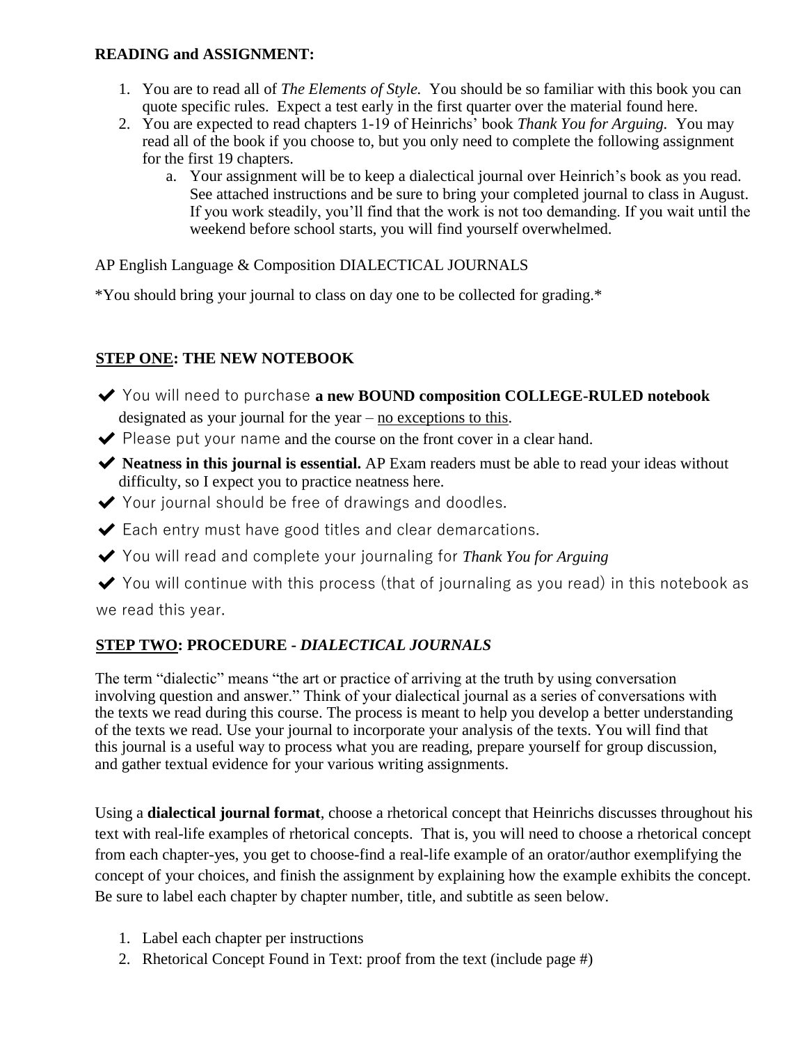**READING and ASSIGNMENT:**

1. You are to read all of *The Elements of Style.* You should be so familiar with this book you can quote specific rules. Expect a test early in the first quarter over the material found here.
2. You are expected to read chapters 1-19 of Heinrichs' book *Thank You for Arguing.* You may read all of the book if you choose to, but you only need to complete the following assignment for the first 19 chapters.
   a. Your assignment will be to keep a dialectical journal over Heinrich's book as you read. See attached instructions and be sure to bring your completed journal to class in August. If you work steadily, you'll find that the work is not too demanding. If you wait until the weekend before school starts, you will find yourself overwhelmed.

AP English Language & Composition DIALECTICAL JOURNALS

*You should bring your journal to class on day one to be collected for grading.*

## <u>STEP ONE</u>: THE NEW NOTEBOOK

- ✔ You will need to purchase **a new BOUND composition COLLEGE-RULED notebook** designated as your journal for the year – <u>no exceptions to this</u>.
- ✔ Please put your name and the course on the front cover in a clear hand.
- ✔ **Neatness in this journal is essential.** AP Exam readers must be able to read your ideas without difficulty, so I expect you to practice neatness here.
- ✔ Your journal should be free of drawings and doodles.
- ✔ Each entry must have good titles and clear demarcations.
- ✔ You will read and complete your journaling for *Thank You for Arguing*
- ✔ You will continue with this process (that of journaling as you read) in this notebook as we read this year.

## <u>STEP TWO</u>: PROCEDURE - *DIALECTICAL JOURNALS*

The term "dialectic" means "the art or practice of arriving at the truth by using conversation involving question and answer." Think of your dialectical journal as a series of conversations with the texts we read during this course. The process is meant to help you develop a better understanding of the texts we read. Use your journal to incorporate your analysis of the texts. You will find that this journal is a useful way to process what you are reading, prepare yourself for group discussion, and gather textual evidence for your various writing assignments.

Using a **dialectical journal format**, choose a rhetorical concept that Heinrichs discusses throughout his text with real-life examples of rhetorical concepts. That is, you will need to choose a rhetorical concept from each chapter-yes, you get to choose-find a real-life example of an orator/author exemplifying the concept of your choices, and finish the assignment by explaining how the example exhibits the concept. Be sure to label each chapter by chapter number, title, and subtitle as seen below.

1. Label each chapter per instructions
2. Rhetorical Concept Found in Text: proof from the text (include page #)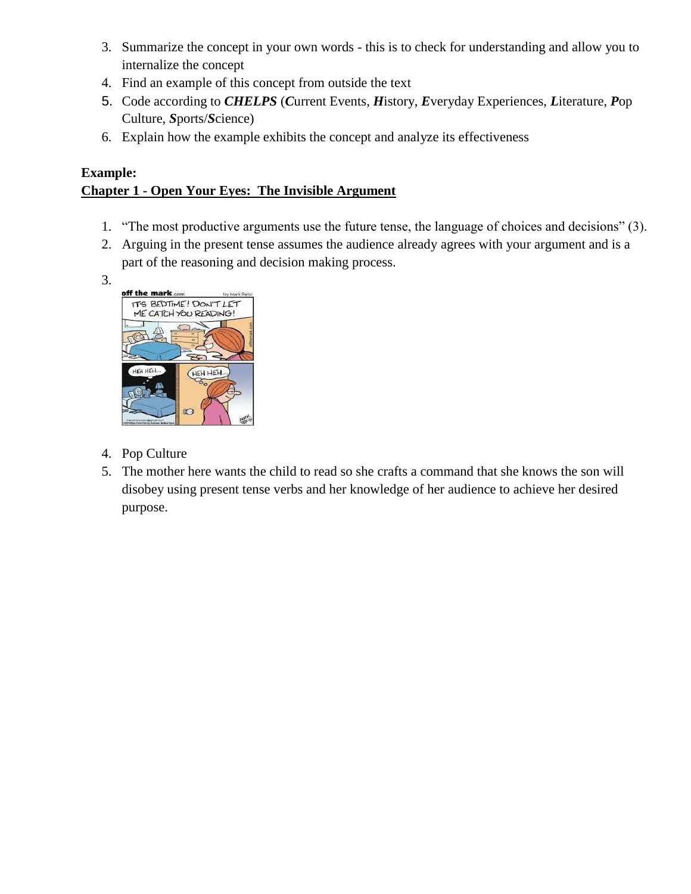3. Summarize the concept in your own words - this is to check for understanding and allow you to internalize the concept
4. Find an example of this concept from outside the text
5. Code according to ***CHELPS*** (***C***urrent Events, ***H***istory, ***E***veryday Experiences, ***L***iterature, ***P***op Culture, ***S***ports/***S***cience)
6. Explain how the example exhibits the concept and analyze its effectiveness

**Example:**

**Chapter 1 - Open Your Eyes: The Invisible Argument**

1. "The most productive arguments use the future tense, the language of choices and decisions" (3).
2. Arguing in the present tense assumes the audience already agrees with your argument and is a part of the reasoning and decision making process.
3. 
4. Pop Culture
5. The mother here wants the child to read so she crafts a command that she knows the son will disobey using present tense verbs and her knowledge of her audience to achieve her desired purpose.